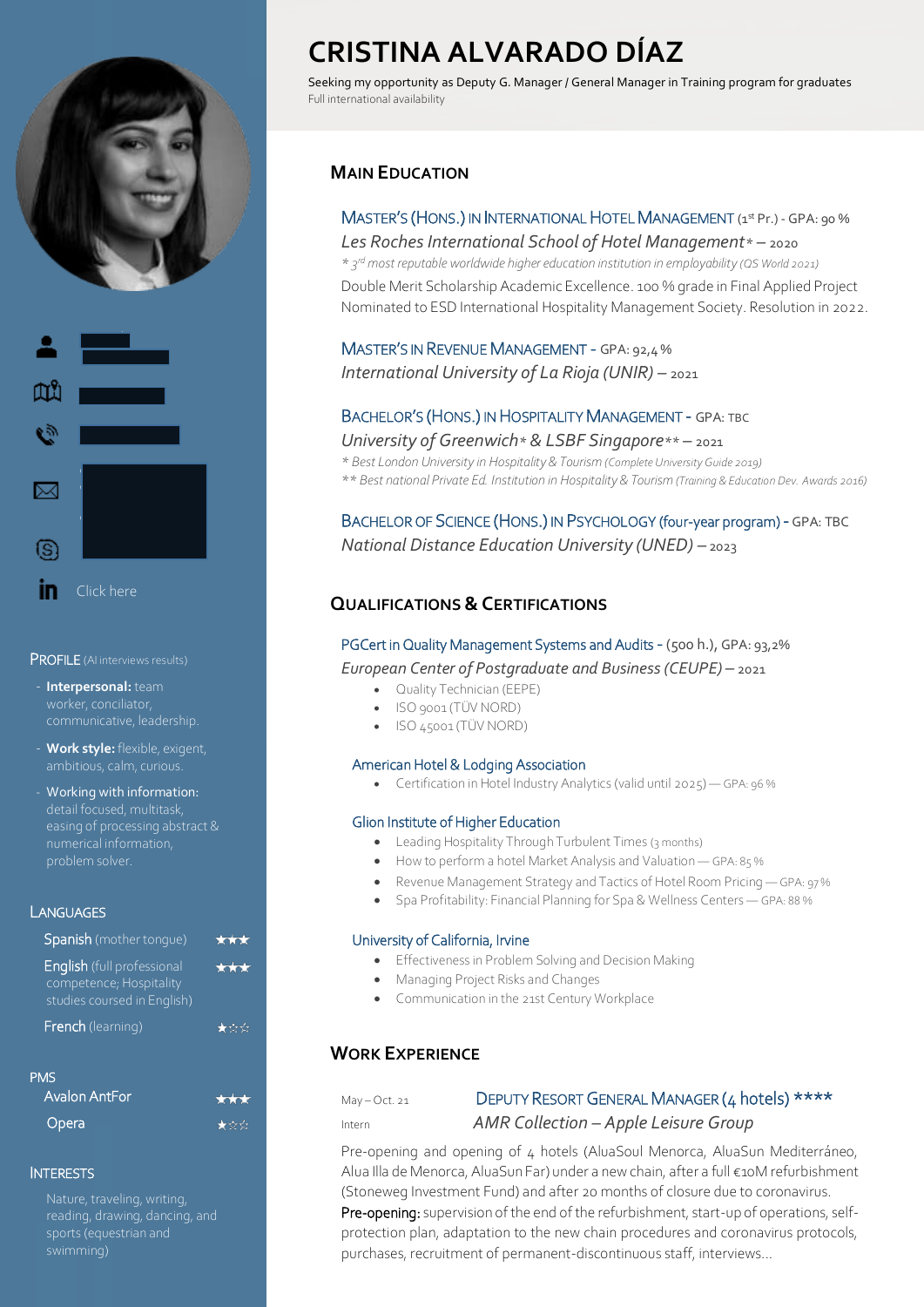# CRISTINA ALVARADO DÍAZ

Seeking my opportunity as Deputy G. Manager / General Manager in Training program for graduates
Full international availability

in Click here

## PROFILE (AI interviews results)

- **Interpersonal:** team worker, conciliator, communicative, leadership.
- **Work style:** flexible, exigent, ambitious, calm, curious.
- Working with information: detail focused, multitask, easing of processing abstract & numerical information, problem solver.

## LANGUAGES

- Spanish (mother tongue) ★★★
- English (full professional competence; Hospitality studies coursed in English) ★★★
- French (learning) ★☆☆

## PMS

- Avalon AntFor ★★★
- Opera ★☆☆

## INTERESTS

Nature, traveling, writing, reading, drawing, dancing, and sports (equestrian and swimming)

## MAIN EDUCATION

**MASTER'S (HONS.) IN INTERNATIONAL HOTEL MANAGEMENT** (1st Pr.) - GPA: 90 %
*Les Roches International School of Hotel Management\** – 2020
*\* 3rd most reputable worldwide higher education institution in employability (QS World 2021)*
Double Merit Scholarship Academic Excellence. 100 % grade in Final Applied Project
Nominated to ESD International Hospitality Management Society. Resolution in 2022.

**MASTER'S IN REVENUE MANAGEMENT** - GPA: 92,4 %
*International University of La Rioja (UNIR)* – 2021

**BACHELOR'S (HONS.) IN HOSPITALITY MANAGEMENT** - GPA: TBC
*University of Greenwich\* & LSBF Singapore\*\** – 2021
*\* Best London University in Hospitality & Tourism (Complete University Guide 2019)*
*\*\* Best national Private Ed. Institution in Hospitality & Tourism (Training & Education Dev. Awards 2016)*

**BACHELOR OF SCIENCE (HONS.) IN PSYCHOLOGY (four-year program)** - GPA: TBC
*National Distance Education University (UNED)* – 2023

## QUALIFICATIONS & CERTIFICATIONS

**PGCert in Quality Management Systems and Audits** - (500 h.), GPA: 93,2%
*European Center of Postgraduate and Business (CEUPE)* – 2021
- Quality Technician (EEPE)
- ISO 9001 (TÜV NORD)
- ISO 45001 (TÜV NORD)

**American Hotel & Lodging Association**
- Certification in Hotel Industry Analytics (valid until 2025) — GPA: 96 %

**Glion Institute of Higher Education**
- Leading Hospitality Through Turbulent Times (3 months)
- How to perform a hotel Market Analysis and Valuation — GPA: 85 %
- Revenue Management Strategy and Tactics of Hotel Room Pricing — GPA: 97 %
- Spa Profitability: Financial Planning for Spa & Wellness Centers — GPA: 88 %

**University of California, Irvine**
- Effectiveness in Problem Solving and Decision Making
- Managing Project Risks and Changes
- Communication in the 21st Century Workplace

## WORK EXPERIENCE

May – Oct. 21 — **DEPUTY RESORT GENERAL MANAGER (4 hotels) \*\*\*\***
Intern — *AMR Collection – Apple Leisure Group*

Pre-opening and opening of 4 hotels (AluaSoul Menorca, AluaSun Mediterráneo, Alua Illa de Menorca, AluaSun Far) under a new chain, after a full €10M refurbishment (Stoneweg Investment Fund) and after 20 months of closure due to coronavirus.
**Pre-opening:** supervision of the end of the refurbishment, start-up of operations, self-protection plan, adaptation to the new chain procedures and coronavirus protocols, purchases, recruitment of permanent-discontinuous staff, interviews...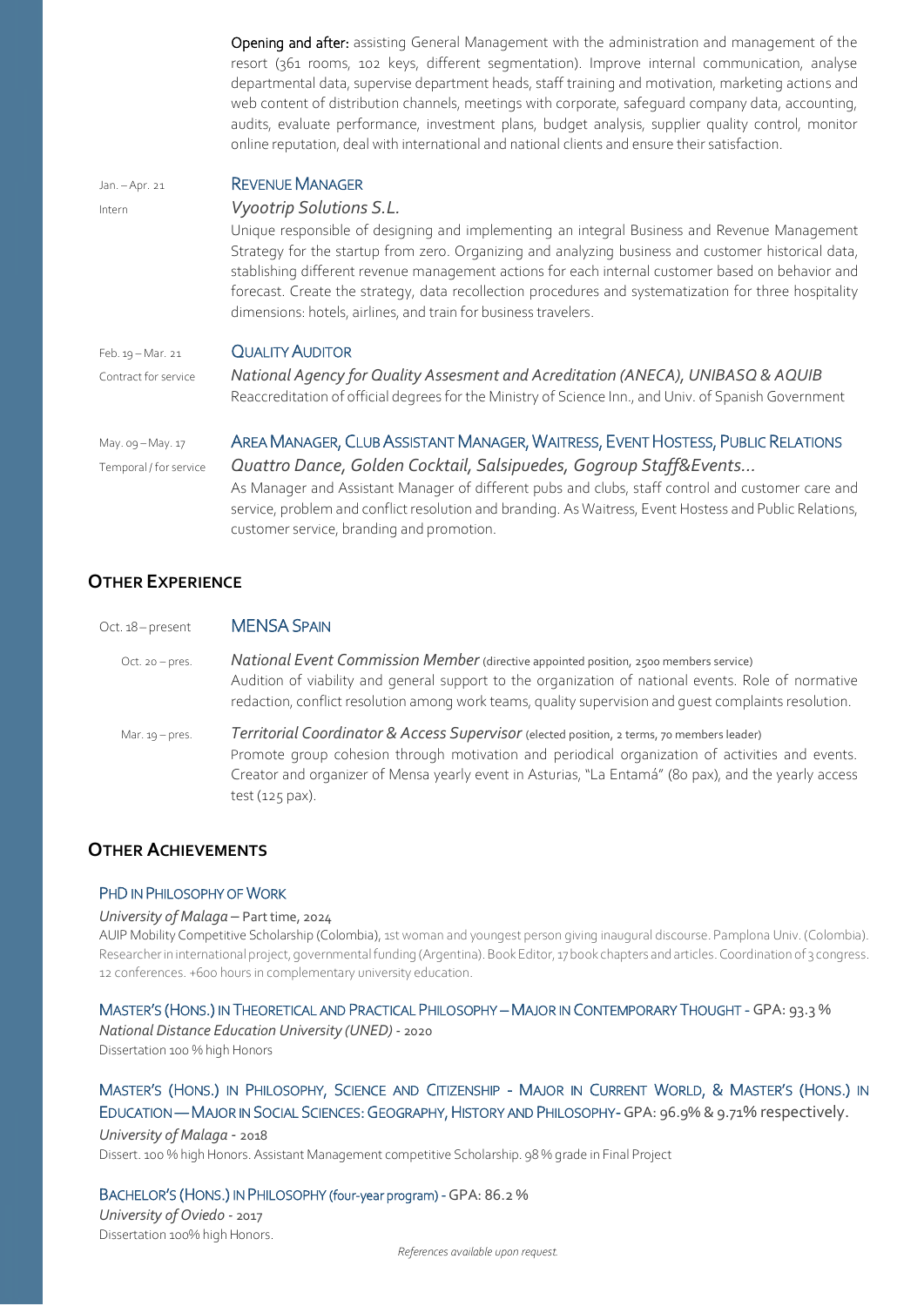**Opening and after:** assisting General Management with the administration and management of the resort (361 rooms, 102 keys, different segmentation). Improve internal communication, analyse departmental data, supervise department heads, staff training and motivation, marketing actions and web content of distribution channels, meetings with corporate, safeguard company data, accounting, audits, evaluate performance, investment plans, budget analysis, supplier quality control, monitor online reputation, deal with international and national clients and ensure their satisfaction.

Jan. – Apr. 21
Intern

### REVENUE MANAGER

*Vyootrip Solutions S.L.*

Unique responsible of designing and implementing an integral Business and Revenue Management Strategy for the startup from zero. Organizing and analyzing business and customer historical data, stablishing different revenue management actions for each internal customer based on behavior and forecast. Create the strategy, data recollection procedures and systematization for three hospitality dimensions: hotels, airlines, and train for business travelers.

Feb. 19 – Mar. 21
Contract for service

### QUALITY AUDITOR

*National Agency for Quality Assesment and Acreditation (ANECA), UNIBASQ & AQUIB*

Reaccreditation of official degrees for the Ministry of Science Inn., and Univ. of Spanish Government

May. 09 – May. 17
Temporal / for service

### AREA MANAGER, CLUB ASSISTANT MANAGER, WAITRESS, EVENT HOSTESS, PUBLIC RELATIONS

*Quattro Dance, Golden Cocktail, Salsipuedes, Gogroup Staff&Events...*

As Manager and Assistant Manager of different pubs and clubs, staff control and customer care and service, problem and conflict resolution and branding. As Waitress, Event Hostess and Public Relations, customer service, branding and promotion.

## OTHER EXPERIENCE

Oct. 18 – present

### MENSA SPAIN

Oct. 20 – pres.

*National Event Commission Member* (directive appointed position, 2500 members service)

Audition of viability and general support to the organization of national events. Role of normative redaction, conflict resolution among work teams, quality supervision and guest complaints resolution.

Mar. 19 – pres.

*Territorial Coordinator & Access Supervisor* (elected position, 2 terms, 70 members leader)

Promote group cohesion through motivation and periodical organization of activities and events. Creator and organizer of Mensa yearly event in Asturias, "La Entamá" (80 pax), and the yearly access test (125 pax).

## OTHER ACHIEVEMENTS

### PHD IN PHILOSOPHY OF WORK

*University of Malaga* – Part time, 2024

AUIP Mobility Competitive Scholarship (Colombia), 1st woman and youngest person giving inaugural discourse. Pamplona Univ. (Colombia). Researcher in international project, governmental funding (Argentina). Book Editor, 17 book chapters and articles. Coordination of 3 congress. 12 conferences. +600 hours in complementary university education.

### MASTER'S (HONS.) IN THEORETICAL AND PRACTICAL PHILOSOPHY – MAJOR IN CONTEMPORARY THOUGHT - GPA: 93.3 %

*National Distance Education University (UNED)* - 2020

Dissertation 100 % high Honors

### MASTER'S (HONS.) IN PHILOSOPHY, SCIENCE AND CITIZENSHIP - MAJOR IN CURRENT WORLD, & MASTER'S (HONS.) IN EDUCATION — MAJOR IN SOCIAL SCIENCES: GEOGRAPHY, HISTORY AND PHILOSOPHY - GPA: 96.9% & 9.71% respectively.

*University of Malaga* - 2018

Dissert. 100 % high Honors. Assistant Management competitive Scholarship. 98 % grade in Final Project

### BACHELOR'S (HONS.) IN PHILOSOPHY (four-year program) - GPA: 86.2 %

*University of Oviedo* - 2017

Dissertation 100% high Honors.

*References available upon request.*